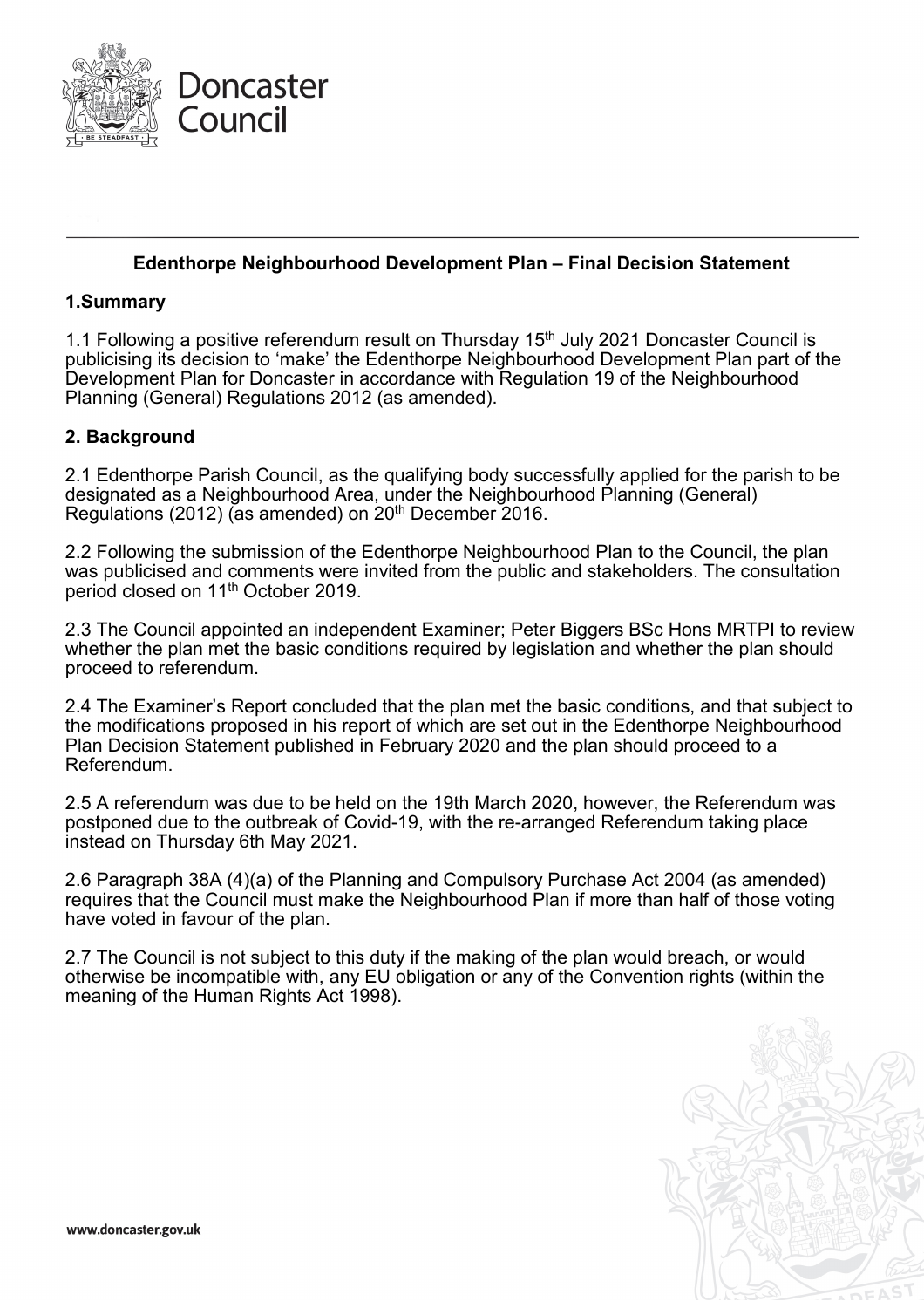Doncaster Council

# Edenthorpe Neighbourhood Development Plan – Final Decision Statement

## 1.Summary

1.1 Following a positive referendum result on Thursday 15th July 2021 Doncaster Council is publicising its decision to 'make' the Edenthorpe Neighbourhood Development Plan part of the Development Plan for Doncaster in accordance with Regulation 19 of the Neighbourhood Planning (General) Regulations 2012 (as amended).

## 2. Background

2.1 Edenthorpe Parish Council, as the qualifying body successfully applied for the parish to be designated as a Neighbourhood Area, under the Neighbourhood Planning (General) Regulations (2012) (as amended) on 20th December 2016.

2.2 Following the submission of the Edenthorpe Neighbourhood Plan to the Council, the plan was publicised and comments were invited from the public and stakeholders. The consultation period closed on 11th October 2019.

2.3 The Council appointed an independent Examiner; Peter Biggers BSc Hons MRTPI to review whether the plan met the basic conditions required by legislation and whether the plan should proceed to referendum.

2.4 The Examiner's Report concluded that the plan met the basic conditions, and that subject to the modifications proposed in his report of which are set out in the Edenthorpe Neighbourhood Plan Decision Statement published in February 2020 and the plan should proceed to a Referendum.

2.5 A referendum was due to be held on the 19th March 2020, however, the Referendum was postponed due to the outbreak of Covid-19, with the re-arranged Referendum taking place instead on Thursday 6th May 2021.

2.6 Paragraph 38A (4)(a) of the Planning and Compulsory Purchase Act 2004 (as amended) requires that the Council must make the Neighbourhood Plan if more than half of those voting have voted in favour of the plan.

2.7 The Council is not subject to this duty if the making of the plan would breach, or would otherwise be incompatible with, any EU obligation or any of the Convention rights (within the meaning of the Human Rights Act 1998).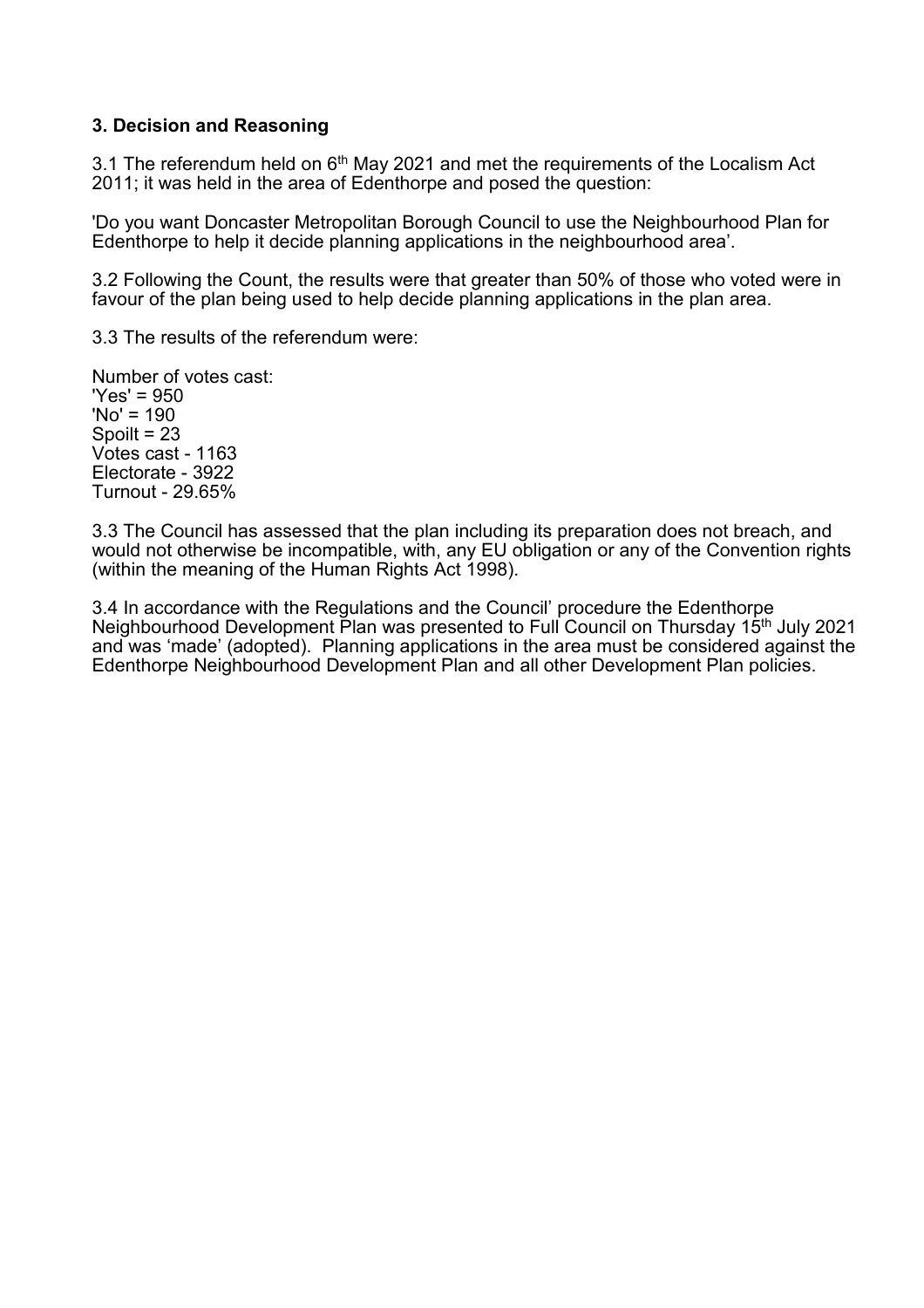### 3. Decision and Reasoning

3.1 The referendum held on 6th May 2021 and met the requirements of the Localism Act 2011; it was held in the area of Edenthorpe and posed the question:

'Do you want Doncaster Metropolitan Borough Council to use the Neighbourhood Plan for Edenthorpe to help it decide planning applications in the neighbourhood area'.

3.2 Following the Count, the results were that greater than 50% of those who voted were in favour of the plan being used to help decide planning applications in the plan area.

3.3 The results of the referendum were:

Number of votes cast:
'Yes' = 950
'No' = 190
Spoilt = 23
Votes cast - 1163
Electorate - 3922
Turnout - 29.65%

3.3 The Council has assessed that the plan including its preparation does not breach, and would not otherwise be incompatible, with, any EU obligation or any of the Convention rights (within the meaning of the Human Rights Act 1998).

3.4 In accordance with the Regulations and the Council' procedure the Edenthorpe Neighbourhood Development Plan was presented to Full Council on Thursday 15th July 2021 and was 'made' (adopted). Planning applications in the area must be considered against the Edenthorpe Neighbourhood Development Plan and all other Development Plan policies.